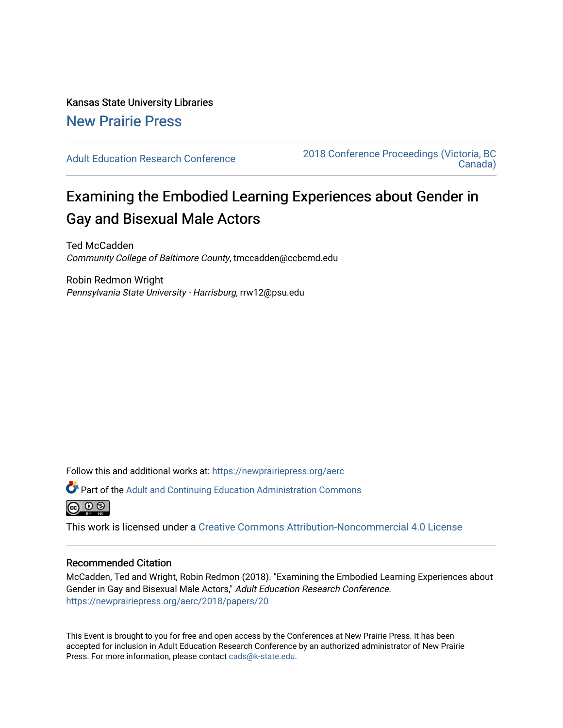Kansas State University Libraries

# New Prairie Press

Adult Education Research Conference

2018 Conference Proceedings (Victoria, BC Canada)

# Examining the Embodied Learning Experiences about Gender in Gay and Bisexual Male Actors

Ted McCadden
*Community College of Baltimore County*, tmccadden@ccbcmd.edu

Robin Redmon Wright
*Pennsylvania State University - Harrisburg*, rrw12@psu.edu

Follow this and additional works at: https://newprairiepress.org/aerc

Part of the Adult and Continuing Education Administration Commons

This work is licensed under a Creative Commons Attribution-Noncommercial 4.0 License

## Recommended Citation

McCadden, Ted and Wright, Robin Redmon (2018). "Examining the Embodied Learning Experiences about Gender in Gay and Bisexual Male Actors," *Adult Education Research Conference*. https://newprairiepress.org/aerc/2018/papers/20

This Event is brought to you for free and open access by the Conferences at New Prairie Press. It has been accepted for inclusion in Adult Education Research Conference by an authorized administrator of New Prairie Press. For more information, please contact cads@k-state.edu.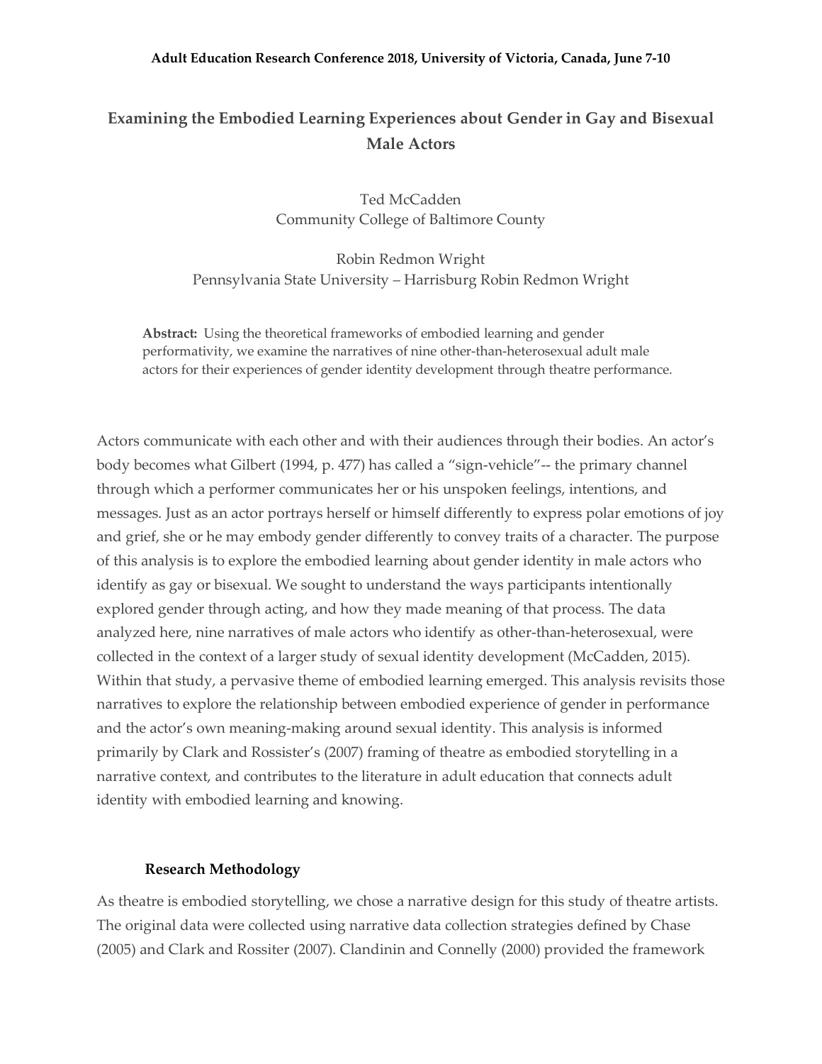Adult Education Research Conference 2018, University of Victoria, Canada, June 7-10

# Examining the Embodied Learning Experiences about Gender in Gay and Bisexual Male Actors

Ted McCadden
Community College of Baltimore County

Robin Redmon Wright
Pennsylvania State University – Harrisburg Robin Redmon Wright

**Abstract:** Using the theoretical frameworks of embodied learning and gender performativity, we examine the narratives of nine other-than-heterosexual adult male actors for their experiences of gender identity development through theatre performance.

Actors communicate with each other and with their audiences through their bodies. An actor's body becomes what Gilbert (1994, p. 477) has called a "sign-vehicle"-- the primary channel through which a performer communicates her or his unspoken feelings, intentions, and messages. Just as an actor portrays herself or himself differently to express polar emotions of joy and grief, she or he may embody gender differently to convey traits of a character. The purpose of this analysis is to explore the embodied learning about gender identity in male actors who identify as gay or bisexual. We sought to understand the ways participants intentionally explored gender through acting, and how they made meaning of that process. The data analyzed here, nine narratives of male actors who identify as other-than-heterosexual, were collected in the context of a larger study of sexual identity development (McCadden, 2015). Within that study, a pervasive theme of embodied learning emerged. This analysis revisits those narratives to explore the relationship between embodied experience of gender in performance and the actor's own meaning-making around sexual identity. This analysis is informed primarily by Clark and Rossister's (2007) framing of theatre as embodied storytelling in a narrative context, and contributes to the literature in adult education that connects adult identity with embodied learning and knowing.

## Research Methodology

As theatre is embodied storytelling, we chose a narrative design for this study of theatre artists. The original data were collected using narrative data collection strategies defined by Chase (2005) and Clark and Rossiter (2007). Clandinin and Connelly (2000) provided the framework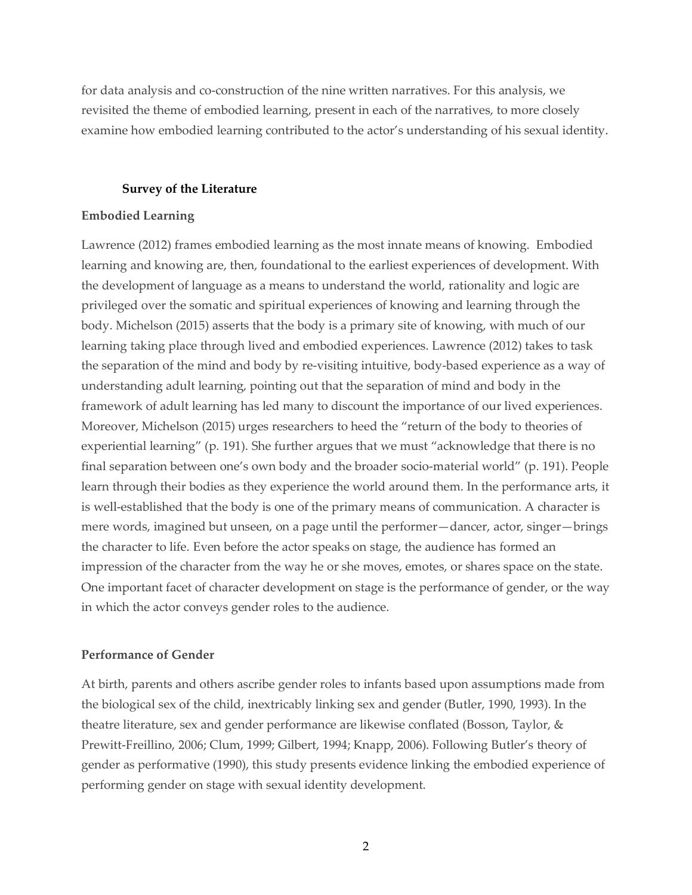for data analysis and co-construction of the nine written narratives. For this analysis, we revisited the theme of embodied learning, present in each of the narratives, to more closely examine how embodied learning contributed to the actor's understanding of his sexual identity.

## Survey of the Literature

### Embodied Learning

Lawrence (2012) frames embodied learning as the most innate means of knowing. Embodied learning and knowing are, then, foundational to the earliest experiences of development. With the development of language as a means to understand the world, rationality and logic are privileged over the somatic and spiritual experiences of knowing and learning through the body. Michelson (2015) asserts that the body is a primary site of knowing, with much of our learning taking place through lived and embodied experiences. Lawrence (2012) takes to task the separation of the mind and body by re-visiting intuitive, body-based experience as a way of understanding adult learning, pointing out that the separation of mind and body in the framework of adult learning has led many to discount the importance of our lived experiences. Moreover, Michelson (2015) urges researchers to heed the "return of the body to theories of experiential learning" (p. 191). She further argues that we must "acknowledge that there is no final separation between one's own body and the broader socio-material world" (p. 191). People learn through their bodies as they experience the world around them. In the performance arts, it is well-established that the body is one of the primary means of communication. A character is mere words, imagined but unseen, on a page until the performer—dancer, actor, singer—brings the character to life. Even before the actor speaks on stage, the audience has formed an impression of the character from the way he or she moves, emotes, or shares space on the state. One important facet of character development on stage is the performance of gender, or the way in which the actor conveys gender roles to the audience.

### Performance of Gender

At birth, parents and others ascribe gender roles to infants based upon assumptions made from the biological sex of the child, inextricably linking sex and gender (Butler, 1990, 1993). In the theatre literature, sex and gender performance are likewise conflated (Bosson, Taylor, & Prewitt-Freillino, 2006; Clum, 1999; Gilbert, 1994; Knapp, 2006). Following Butler's theory of gender as performative (1990), this study presents evidence linking the embodied experience of performing gender on stage with sexual identity development.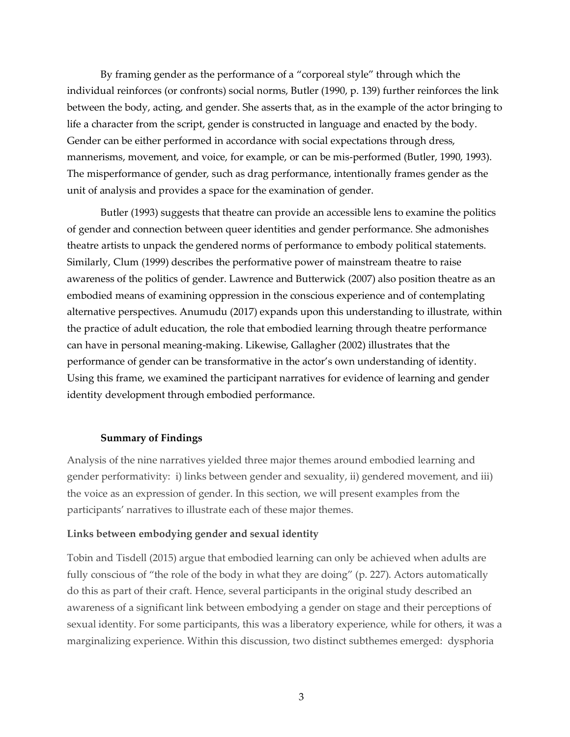By framing gender as the performance of a "corporeal style" through which the individual reinforces (or confronts) social norms, Butler (1990, p. 139) further reinforces the link between the body, acting, and gender. She asserts that, as in the example of the actor bringing to life a character from the script, gender is constructed in language and enacted by the body. Gender can be either performed in accordance with social expectations through dress, mannerisms, movement, and voice, for example, or can be mis-performed (Butler, 1990, 1993). The misperformance of gender, such as drag performance, intentionally frames gender as the unit of analysis and provides a space for the examination of gender.

Butler (1993) suggests that theatre can provide an accessible lens to examine the politics of gender and connection between queer identities and gender performance. She admonishes theatre artists to unpack the gendered norms of performance to embody political statements. Similarly, Clum (1999) describes the performative power of mainstream theatre to raise awareness of the politics of gender. Lawrence and Butterwick (2007) also position theatre as an embodied means of examining oppression in the conscious experience and of contemplating alternative perspectives. Anumudu (2017) expands upon this understanding to illustrate, within the practice of adult education, the role that embodied learning through theatre performance can have in personal meaning-making. Likewise, Gallagher (2002) illustrates that the performance of gender can be transformative in the actor's own understanding of identity. Using this frame, we examined the participant narratives for evidence of learning and gender identity development through embodied performance.

## Summary of Findings

Analysis of the nine narratives yielded three major themes around embodied learning and gender performativity: i) links between gender and sexuality, ii) gendered movement, and iii) the voice as an expression of gender. In this section, we will present examples from the participants' narratives to illustrate each of these major themes.

### Links between embodying gender and sexual identity

Tobin and Tisdell (2015) argue that embodied learning can only be achieved when adults are fully conscious of "the role of the body in what they are doing" (p. 227). Actors automatically do this as part of their craft. Hence, several participants in the original study described an awareness of a significant link between embodying a gender on stage and their perceptions of sexual identity. For some participants, this was a liberatory experience, while for others, it was a marginalizing experience. Within this discussion, two distinct subthemes emerged: dysphoria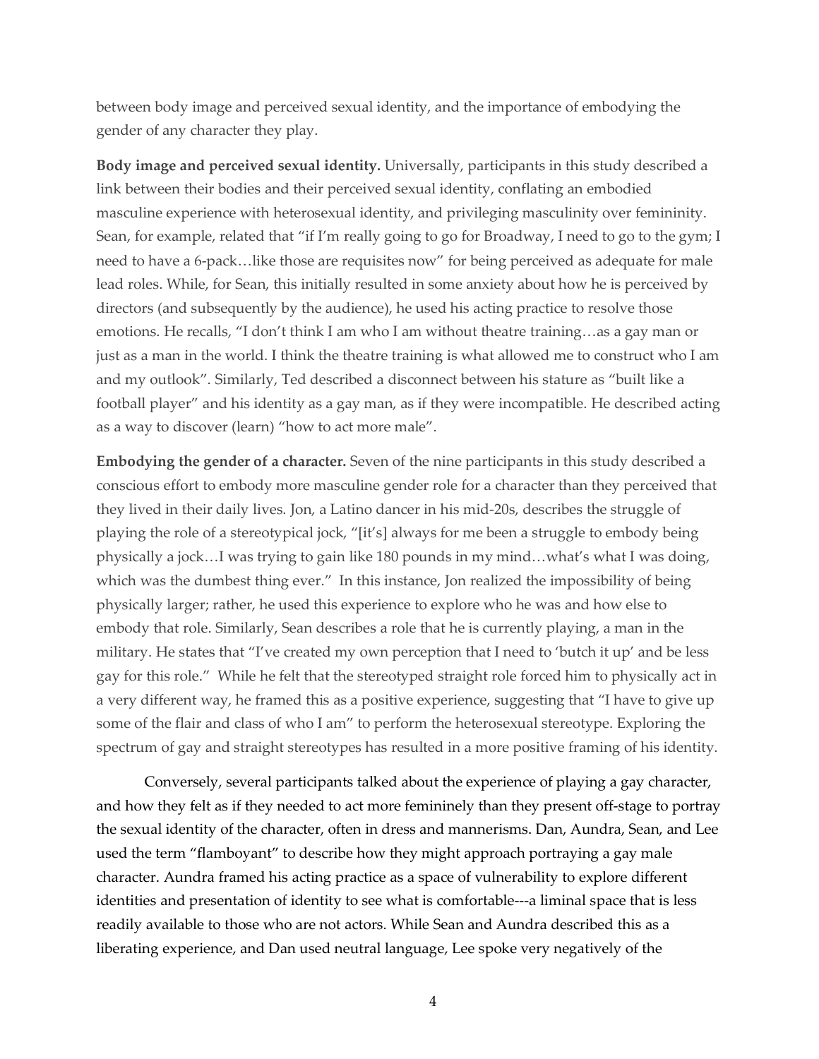between body image and perceived sexual identity, and the importance of embodying the gender of any character they play.

**Body image and perceived sexual identity.** Universally, participants in this study described a link between their bodies and their perceived sexual identity, conflating an embodied masculine experience with heterosexual identity, and privileging masculinity over femininity. Sean, for example, related that "if I'm really going to go for Broadway, I need to go to the gym; I need to have a 6-pack…like those are requisites now" for being perceived as adequate for male lead roles. While, for Sean, this initially resulted in some anxiety about how he is perceived by directors (and subsequently by the audience), he used his acting practice to resolve those emotions. He recalls, "I don't think I am who I am without theatre training…as a gay man or just as a man in the world. I think the theatre training is what allowed me to construct who I am and my outlook". Similarly, Ted described a disconnect between his stature as "built like a football player" and his identity as a gay man, as if they were incompatible. He described acting as a way to discover (learn) "how to act more male".

**Embodying the gender of a character.** Seven of the nine participants in this study described a conscious effort to embody more masculine gender role for a character than they perceived that they lived in their daily lives. Jon, a Latino dancer in his mid-20s, describes the struggle of playing the role of a stereotypical jock, "[it's] always for me been a struggle to embody being physically a jock…I was trying to gain like 180 pounds in my mind…what's what I was doing, which was the dumbest thing ever." In this instance, Jon realized the impossibility of being physically larger; rather, he used this experience to explore who he was and how else to embody that role. Similarly, Sean describes a role that he is currently playing, a man in the military. He states that "I've created my own perception that I need to 'butch it up' and be less gay for this role." While he felt that the stereotyped straight role forced him to physically act in a very different way, he framed this as a positive experience, suggesting that "I have to give up some of the flair and class of who I am" to perform the heterosexual stereotype. Exploring the spectrum of gay and straight stereotypes has resulted in a more positive framing of his identity.

Conversely, several participants talked about the experience of playing a gay character, and how they felt as if they needed to act more femininely than they present off-stage to portray the sexual identity of the character, often in dress and mannerisms. Dan, Aundra, Sean, and Lee used the term "flamboyant" to describe how they might approach portraying a gay male character. Aundra framed his acting practice as a space of vulnerability to explore different identities and presentation of identity to see what is comfortable---a liminal space that is less readily available to those who are not actors. While Sean and Aundra described this as a liberating experience, and Dan used neutral language, Lee spoke very negatively of the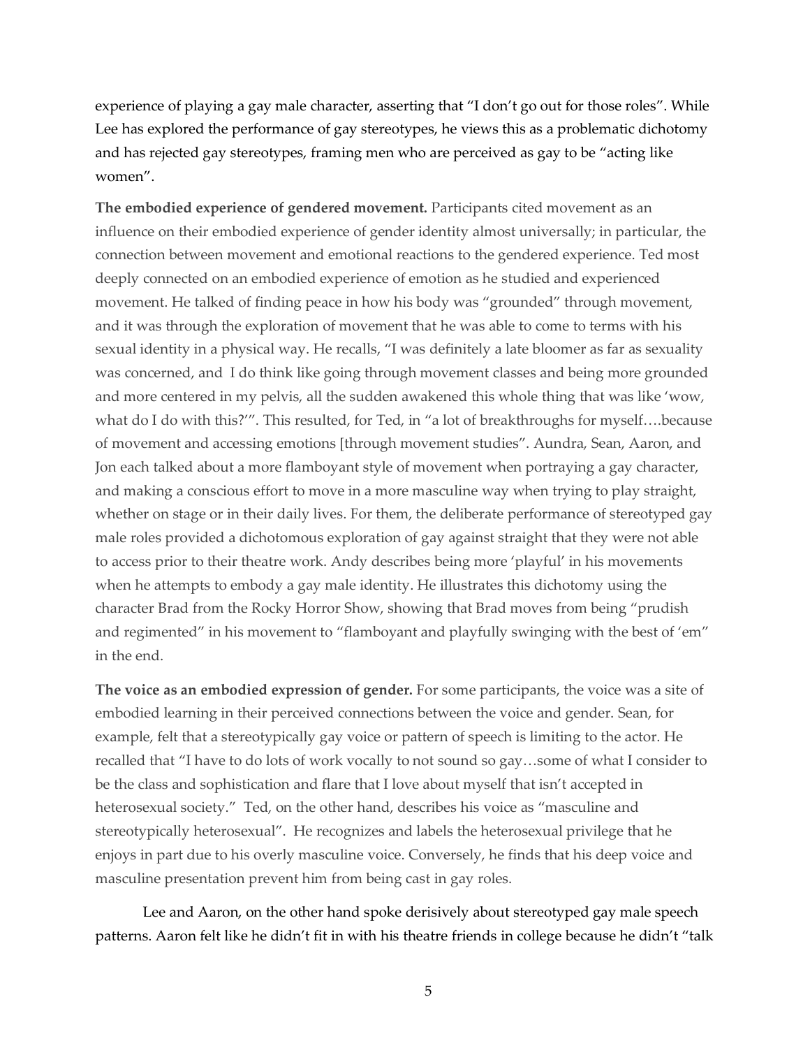experience of playing a gay male character, asserting that "I don't go out for those roles". While Lee has explored the performance of gay stereotypes, he views this as a problematic dichotomy and has rejected gay stereotypes, framing men who are perceived as gay to be "acting like women".

**The embodied experience of gendered movement.** Participants cited movement as an influence on their embodied experience of gender identity almost universally; in particular, the connection between movement and emotional reactions to the gendered experience. Ted most deeply connected on an embodied experience of emotion as he studied and experienced movement. He talked of finding peace in how his body was "grounded" through movement, and it was through the exploration of movement that he was able to come to terms with his sexual identity in a physical way. He recalls, "I was definitely a late bloomer as far as sexuality was concerned, and I do think like going through movement classes and being more grounded and more centered in my pelvis, all the sudden awakened this whole thing that was like 'wow, what do I do with this?'". This resulted, for Ted, in "a lot of breakthroughs for myself….because of movement and accessing emotions [through movement studies". Aundra, Sean, Aaron, and Jon each talked about a more flamboyant style of movement when portraying a gay character, and making a conscious effort to move in a more masculine way when trying to play straight, whether on stage or in their daily lives. For them, the deliberate performance of stereotyped gay male roles provided a dichotomous exploration of gay against straight that they were not able to access prior to their theatre work. Andy describes being more 'playful' in his movements when he attempts to embody a gay male identity. He illustrates this dichotomy using the character Brad from the Rocky Horror Show, showing that Brad moves from being "prudish and regimented" in his movement to "flamboyant and playfully swinging with the best of 'em" in the end.

**The voice as an embodied expression of gender.** For some participants, the voice was a site of embodied learning in their perceived connections between the voice and gender. Sean, for example, felt that a stereotypically gay voice or pattern of speech is limiting to the actor. He recalled that "I have to do lots of work vocally to not sound so gay…some of what I consider to be the class and sophistication and flare that I love about myself that isn't accepted in heterosexual society." Ted, on the other hand, describes his voice as "masculine and stereotypically heterosexual". He recognizes and labels the heterosexual privilege that he enjoys in part due to his overly masculine voice. Conversely, he finds that his deep voice and masculine presentation prevent him from being cast in gay roles.

Lee and Aaron, on the other hand spoke derisively about stereotyped gay male speech patterns. Aaron felt like he didn't fit in with his theatre friends in college because he didn't "talk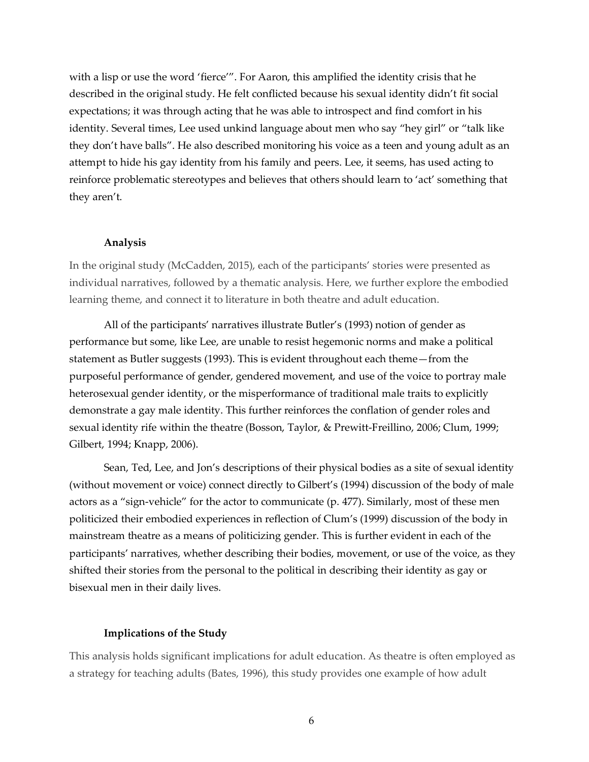with a lisp or use the word 'fierce'". For Aaron, this amplified the identity crisis that he described in the original study. He felt conflicted because his sexual identity didn't fit social expectations; it was through acting that he was able to introspect and find comfort in his identity. Several times, Lee used unkind language about men who say "hey girl" or "talk like they don't have balls". He also described monitoring his voice as a teen and young adult as an attempt to hide his gay identity from his family and peers. Lee, it seems, has used acting to reinforce problematic stereotypes and believes that others should learn to 'act' something that they aren't.

### Analysis

In the original study (McCadden, 2015), each of the participants' stories were presented as individual narratives, followed by a thematic analysis. Here, we further explore the embodied learning theme, and connect it to literature in both theatre and adult education.

All of the participants' narratives illustrate Butler's (1993) notion of gender as performance but some, like Lee, are unable to resist hegemonic norms and make a political statement as Butler suggests (1993). This is evident throughout each theme—from the purposeful performance of gender, gendered movement, and use of the voice to portray male heterosexual gender identity, or the misperformance of traditional male traits to explicitly demonstrate a gay male identity. This further reinforces the conflation of gender roles and sexual identity rife within the theatre (Bosson, Taylor, & Prewitt-Freillino, 2006; Clum, 1999; Gilbert, 1994; Knapp, 2006).

Sean, Ted, Lee, and Jon's descriptions of their physical bodies as a site of sexual identity (without movement or voice) connect directly to Gilbert's (1994) discussion of the body of male actors as a "sign-vehicle" for the actor to communicate (p. 477). Similarly, most of these men politicized their embodied experiences in reflection of Clum's (1999) discussion of the body in mainstream theatre as a means of politicizing gender. This is further evident in each of the participants' narratives, whether describing their bodies, movement, or use of the voice, as they shifted their stories from the personal to the political in describing their identity as gay or bisexual men in their daily lives.

### Implications of the Study

This analysis holds significant implications for adult education. As theatre is often employed as a strategy for teaching adults (Bates, 1996), this study provides one example of how adult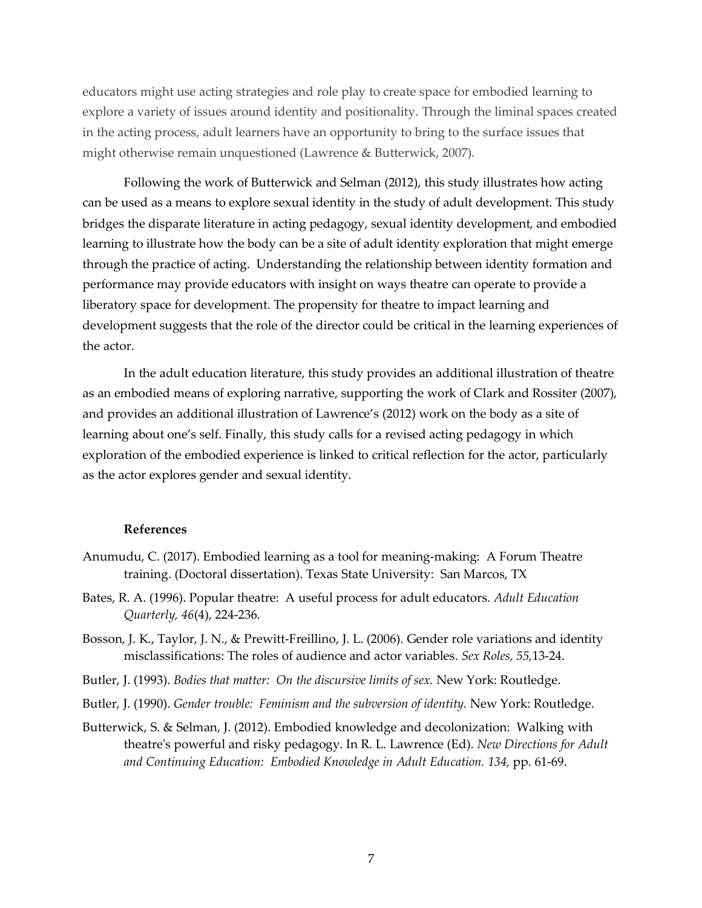educators might use acting strategies and role play to create space for embodied learning to explore a variety of issues around identity and positionality. Through the liminal spaces created in the acting process, adult learners have an opportunity to bring to the surface issues that might otherwise remain unquestioned (Lawrence & Butterwick, 2007).

Following the work of Butterwick and Selman (2012), this study illustrates how acting can be used as a means to explore sexual identity in the study of adult development. This study bridges the disparate literature in acting pedagogy, sexual identity development, and embodied learning to illustrate how the body can be a site of adult identity exploration that might emerge through the practice of acting. Understanding the relationship between identity formation and performance may provide educators with insight on ways theatre can operate to provide a liberatory space for development. The propensity for theatre to impact learning and development suggests that the role of the director could be critical in the learning experiences of the actor.

In the adult education literature, this study provides an additional illustration of theatre as an embodied means of exploring narrative, supporting the work of Clark and Rossiter (2007), and provides an additional illustration of Lawrence's (2012) work on the body as a site of learning about one's self. Finally, this study calls for a revised acting pedagogy in which exploration of the embodied experience is linked to critical reflection for the actor, particularly as the actor explores gender and sexual identity.

## References

Anumudu, C. (2017). Embodied learning as a tool for meaning-making: A Forum Theatre training. (Doctoral dissertation). Texas State University: San Marcos, TX

Bates, R. A. (1996). Popular theatre: A useful process for adult educators. *Adult Education Quarterly, 46*(4), 224-236.

Bosson, J. K., Taylor, J. N., & Prewitt-Freillino, J. L. (2006). Gender role variations and identity misclassifications: The roles of audience and actor variables. *Sex Roles, 55,*13-24.

Butler, J. (1993). *Bodies that matter: On the discursive limits of sex.* New York: Routledge.

Butler, J. (1990). *Gender trouble: Feminism and the subversion of identity.* New York: Routledge.

Butterwick, S. & Selman, J. (2012). Embodied knowledge and decolonization: Walking with theatre's powerful and risky pedagogy. In R. L. Lawrence (Ed). *New Directions for Adult and Continuing Education: Embodied Knowledge in Adult Education. 134*, pp. 61-69.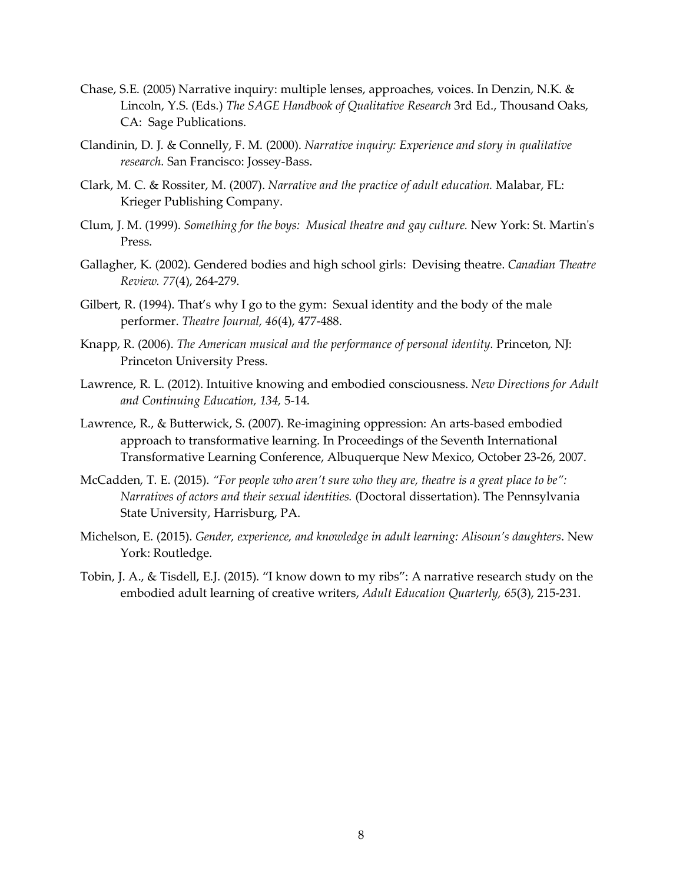Chase, S.E. (2005) Narrative inquiry: multiple lenses, approaches, voices. In Denzin, N.K. & Lincoln, Y.S. (Eds.) *The SAGE Handbook of Qualitative Research* 3rd Ed., Thousand Oaks, CA: Sage Publications.

Clandinin, D. J. & Connelly, F. M. (2000). *Narrative inquiry: Experience and story in qualitative research.* San Francisco: Jossey-Bass.

Clark, M. C. & Rossiter, M. (2007). *Narrative and the practice of adult education.* Malabar, FL: Krieger Publishing Company.

Clum, J. M. (1999). *Something for the boys: Musical theatre and gay culture.* New York: St. Martin's Press.

Gallagher, K. (2002). Gendered bodies and high school girls: Devising theatre. *Canadian Theatre Review. 77*(4), 264-279.

Gilbert, R. (1994). That's why I go to the gym: Sexual identity and the body of the male performer. *Theatre Journal, 46*(4), 477-488.

Knapp, R. (2006). *The American musical and the performance of personal identity*. Princeton, NJ: Princeton University Press.

Lawrence, R. L. (2012). Intuitive knowing and embodied consciousness. *New Directions for Adult and Continuing Education, 134,* 5-14.

Lawrence, R., & Butterwick, S. (2007). Re-imagining oppression: An arts-based embodied approach to transformative learning. In Proceedings of the Seventh International Transformative Learning Conference, Albuquerque New Mexico, October 23-26, 2007.

McCadden, T. E. (2015). *"For people who aren't sure who they are, theatre is a great place to be": Narratives of actors and their sexual identities.* (Doctoral dissertation). The Pennsylvania State University, Harrisburg, PA.

Michelson, E. (2015). *Gender, experience, and knowledge in adult learning: Alisoun's daughters*. New York: Routledge.

Tobin, J. A., & Tisdell, E.J. (2015). "I know down to my ribs": A narrative research study on the embodied adult learning of creative writers, *Adult Education Quarterly, 65*(3), 215-231.